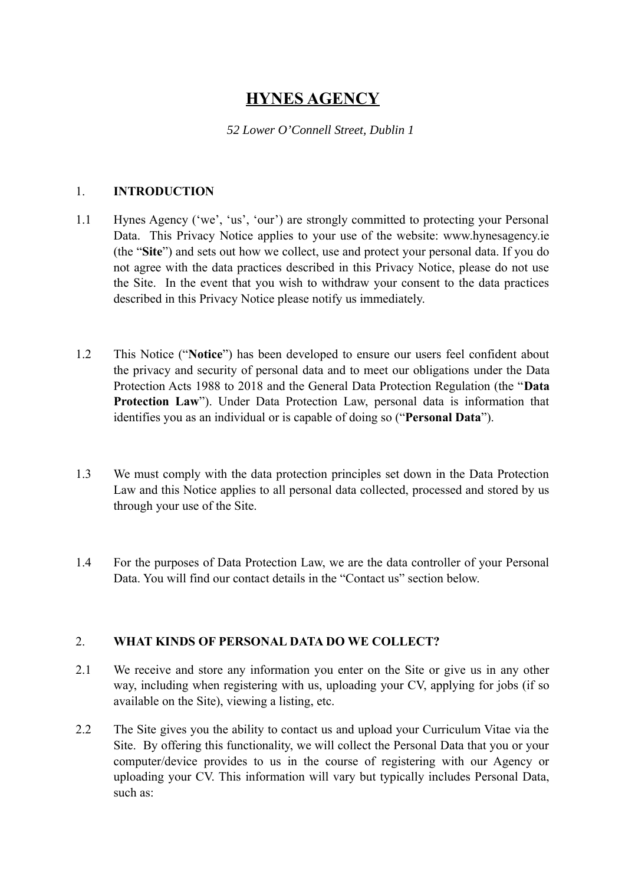# HYNES AGENCY

*52 Lower O'Connell Street, Dublin 1*

## 1. INTRODUCTION

1.1 Hynes Agency ('we', 'us', 'our') are strongly committed to protecting your Personal Data. This Privacy Notice applies to your use of the website: www.hynesagency.ie (the "**Site**") and sets out how we collect, use and protect your personal data. If you do not agree with the data practices described in this Privacy Notice, please do not use the Site. In the event that you wish to withdraw your consent to the data practices described in this Privacy Notice please notify us immediately.

1.2 This Notice ("**Notice**") has been developed to ensure our users feel confident about the privacy and security of personal data and to meet our obligations under the Data Protection Acts 1988 to 2018 and the General Data Protection Regulation (the "**Data Protection Law**"). Under Data Protection Law, personal data is information that identifies you as an individual or is capable of doing so ("**Personal Data**").

1.3 We must comply with the data protection principles set down in the Data Protection Law and this Notice applies to all personal data collected, processed and stored by us through your use of the Site.

1.4 For the purposes of Data Protection Law, we are the data controller of your Personal Data. You will find our contact details in the "Contact us" section below.

## 2. WHAT KINDS OF PERSONAL DATA DO WE COLLECT?

2.1 We receive and store any information you enter on the Site or give us in any other way, including when registering with us, uploading your CV, applying for jobs (if so available on the Site), viewing a listing, etc.

2.2 The Site gives you the ability to contact us and upload your Curriculum Vitae via the Site. By offering this functionality, we will collect the Personal Data that you or your computer/device provides to us in the course of registering with our Agency or uploading your CV. This information will vary but typically includes Personal Data, such as: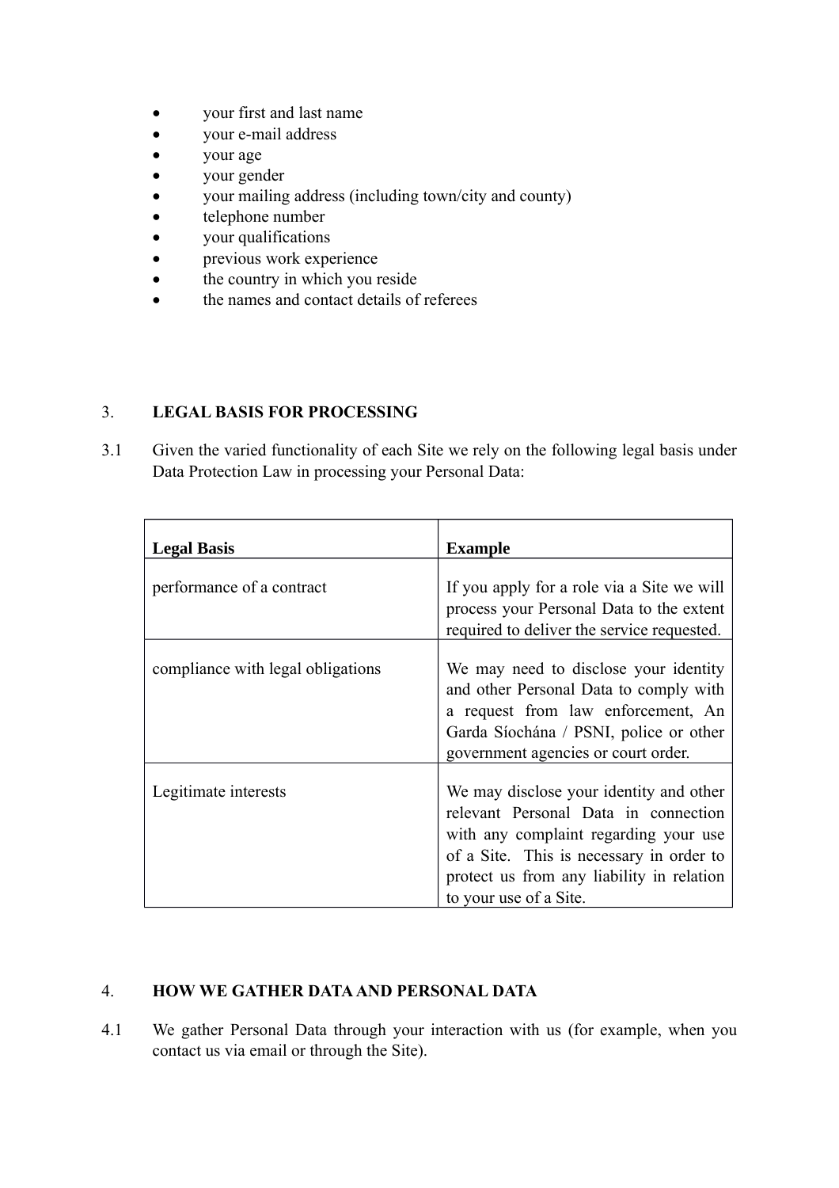- your first and last name
- your e-mail address
- your age
- your gender
- your mailing address (including town/city and county)
- telephone number
- your qualifications
- previous work experience
- the country in which you reside
- the names and contact details of referees

## 3. LEGAL BASIS FOR PROCESSING

3.1 Given the varied functionality of each Site we rely on the following legal basis under Data Protection Law in processing your Personal Data:

| **Legal Basis** | **Example** |
| --- | --- |
| performance of a contract | If you apply for a role via a Site we will process your Personal Data to the extent required to deliver the service requested. |
| compliance with legal obligations | We may need to disclose your identity and other Personal Data to comply with a request from law enforcement, An Garda Síochána / PSNI, police or other government agencies or court order. |
| Legitimate interests | We may disclose your identity and other relevant Personal Data in connection with any complaint regarding your use of a Site. This is necessary in order to protect us from any liability in relation to your use of a Site. |

## 4. HOW WE GATHER DATA AND PERSONAL DATA

4.1 We gather Personal Data through your interaction with us (for example, when you contact us via email or through the Site).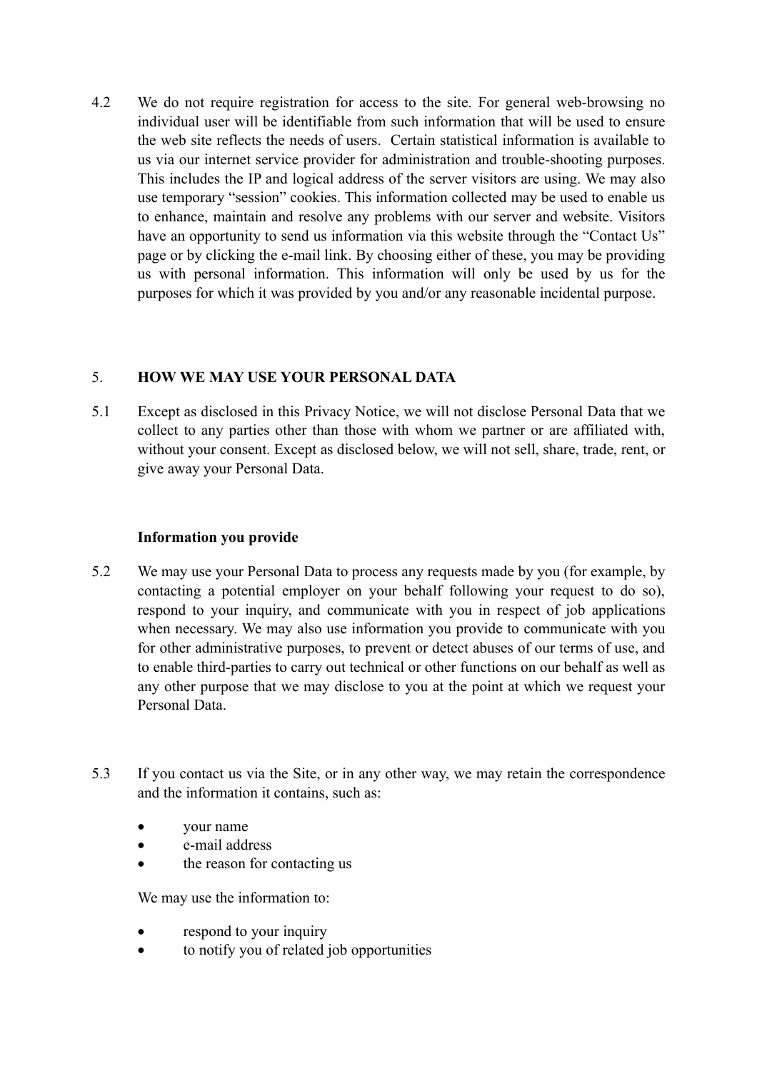4.2 We do not require registration for access to the site. For general web-browsing no individual user will be identifiable from such information that will be used to ensure the web site reflects the needs of users. Certain statistical information is available to us via our internet service provider for administration and trouble-shooting purposes. This includes the IP and logical address of the server visitors are using. We may also use temporary "session" cookies. This information collected may be used to enable us to enhance, maintain and resolve any problems with our server and website. Visitors have an opportunity to send us information via this website through the "Contact Us" page or by clicking the e-mail link. By choosing either of these, you may be providing us with personal information. This information will only be used by us for the purposes for which it was provided by you and/or any reasonable incidental purpose.

## 5. HOW WE MAY USE YOUR PERSONAL DATA

5.1 Except as disclosed in this Privacy Notice, we will not disclose Personal Data that we collect to any parties other than those with whom we partner or are affiliated with, without your consent. Except as disclosed below, we will not sell, share, trade, rent, or give away your Personal Data.

**Information you provide**

5.2 We may use your Personal Data to process any requests made by you (for example, by contacting a potential employer on your behalf following your request to do so), respond to your inquiry, and communicate with you in respect of job applications when necessary. We may also use information you provide to communicate with you for other administrative purposes, to prevent or detect abuses of our terms of use, and to enable third-parties to carry out technical or other functions on our behalf as well as any other purpose that we may disclose to you at the point at which we request your Personal Data.

5.3 If you contact us via the Site, or in any other way, we may retain the correspondence and the information it contains, such as:

- your name
- e-mail address
- the reason for contacting us

We may use the information to:

- respond to your inquiry
- to notify you of related job opportunities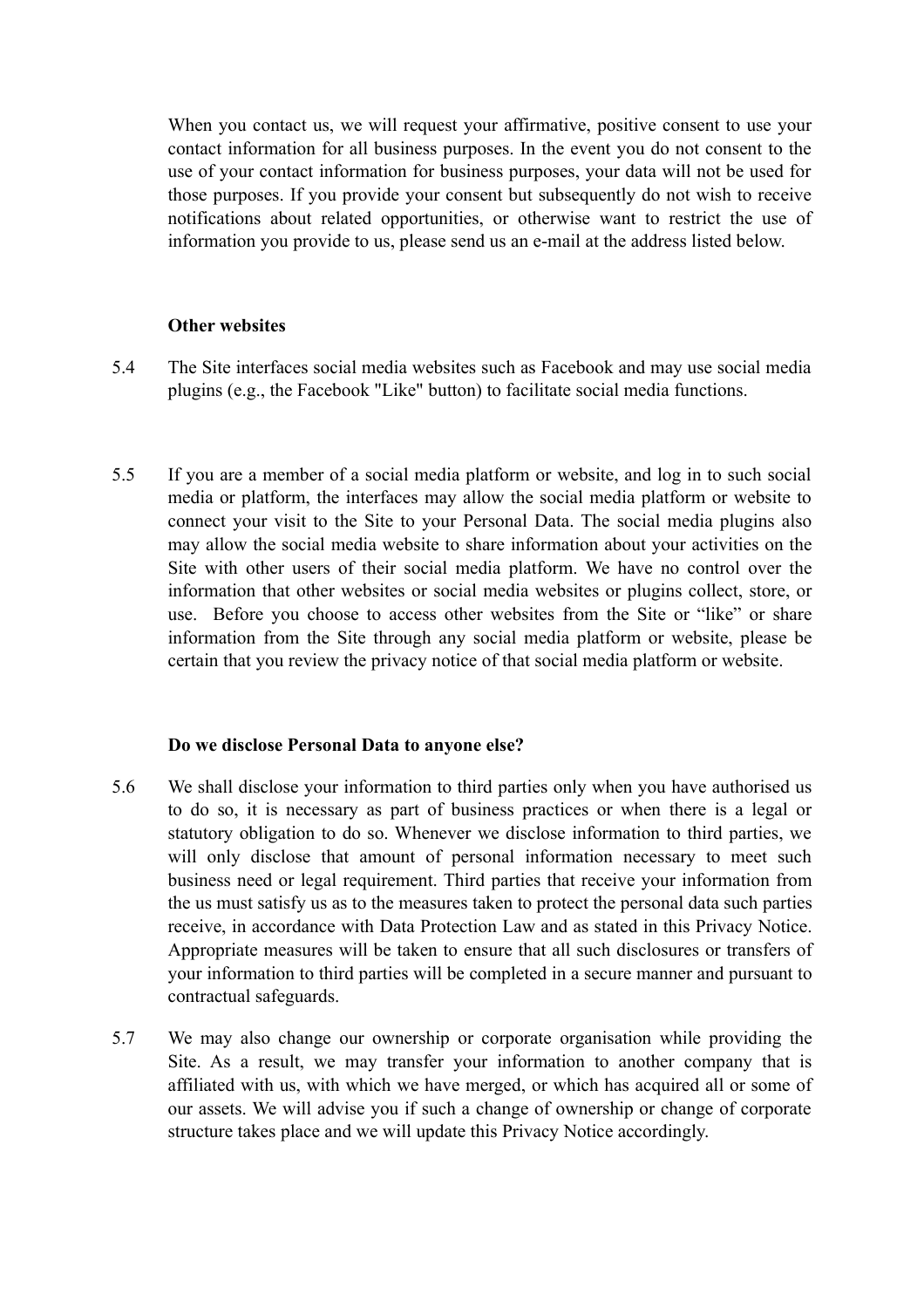When you contact us, we will request your affirmative, positive consent to use your contact information for all business purposes. In the event you do not consent to the use of your contact information for business purposes, your data will not be used for those purposes. If you provide your consent but subsequently do not wish to receive notifications about related opportunities, or otherwise want to restrict the use of information you provide to us, please send us an e-mail at the address listed below.

**Other websites**

5.4 The Site interfaces social media websites such as Facebook and may use social media plugins (e.g., the Facebook "Like" button) to facilitate social media functions.

5.5 If you are a member of a social media platform or website, and log in to such social media or platform, the interfaces may allow the social media platform or website to connect your visit to the Site to your Personal Data. The social media plugins also may allow the social media website to share information about your activities on the Site with other users of their social media platform. We have no control over the information that other websites or social media websites or plugins collect, store, or use. Before you choose to access other websites from the Site or "like" or share information from the Site through any social media platform or website, please be certain that you review the privacy notice of that social media platform or website.

**Do we disclose Personal Data to anyone else?**

5.6 We shall disclose your information to third parties only when you have authorised us to do so, it is necessary as part of business practices or when there is a legal or statutory obligation to do so. Whenever we disclose information to third parties, we will only disclose that amount of personal information necessary to meet such business need or legal requirement. Third parties that receive your information from the us must satisfy us as to the measures taken to protect the personal data such parties receive, in accordance with Data Protection Law and as stated in this Privacy Notice. Appropriate measures will be taken to ensure that all such disclosures or transfers of your information to third parties will be completed in a secure manner and pursuant to contractual safeguards.

5.7 We may also change our ownership or corporate organisation while providing the Site. As a result, we may transfer your information to another company that is affiliated with us, with which we have merged, or which has acquired all or some of our assets. We will advise you if such a change of ownership or change of corporate structure takes place and we will update this Privacy Notice accordingly.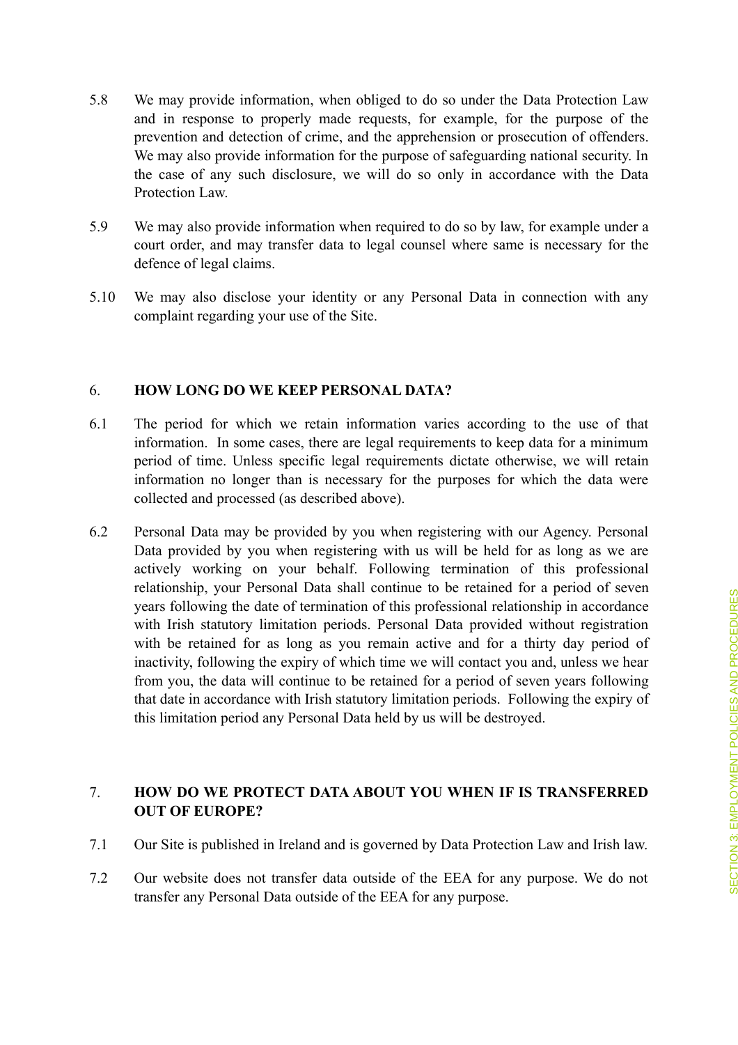5.8 We may provide information, when obliged to do so under the Data Protection Law and in response to properly made requests, for example, for the purpose of the prevention and detection of crime, and the apprehension or prosecution of offenders. We may also provide information for the purpose of safeguarding national security. In the case of any such disclosure, we will do so only in accordance with the Data Protection Law.

5.9 We may also provide information when required to do so by law, for example under a court order, and may transfer data to legal counsel where same is necessary for the defence of legal claims.

5.10 We may also disclose your identity or any Personal Data in connection with any complaint regarding your use of the Site.

## 6. HOW LONG DO WE KEEP PERSONAL DATA?

6.1 The period for which we retain information varies according to the use of that information. In some cases, there are legal requirements to keep data for a minimum period of time. Unless specific legal requirements dictate otherwise, we will retain information no longer than is necessary for the purposes for which the data were collected and processed (as described above).

6.2 Personal Data may be provided by you when registering with our Agency. Personal Data provided by you when registering with us will be held for as long as we are actively working on your behalf. Following termination of this professional relationship, your Personal Data shall continue to be retained for a period of seven years following the date of termination of this professional relationship in accordance with Irish statutory limitation periods. Personal Data provided without registration with be retained for as long as you remain active and for a thirty day period of inactivity, following the expiry of which time we will contact you and, unless we hear from you, the data will continue to be retained for a period of seven years following that date in accordance with Irish statutory limitation periods. Following the expiry of this limitation period any Personal Data held by us will be destroyed.

## 7. HOW DO WE PROTECT DATA ABOUT YOU WHEN IF IS TRANSFERRED OUT OF EUROPE?

7.1 Our Site is published in Ireland and is governed by Data Protection Law and Irish law.

7.2 Our website does not transfer data outside of the EEA for any purpose. We do not transfer any Personal Data outside of the EEA for any purpose.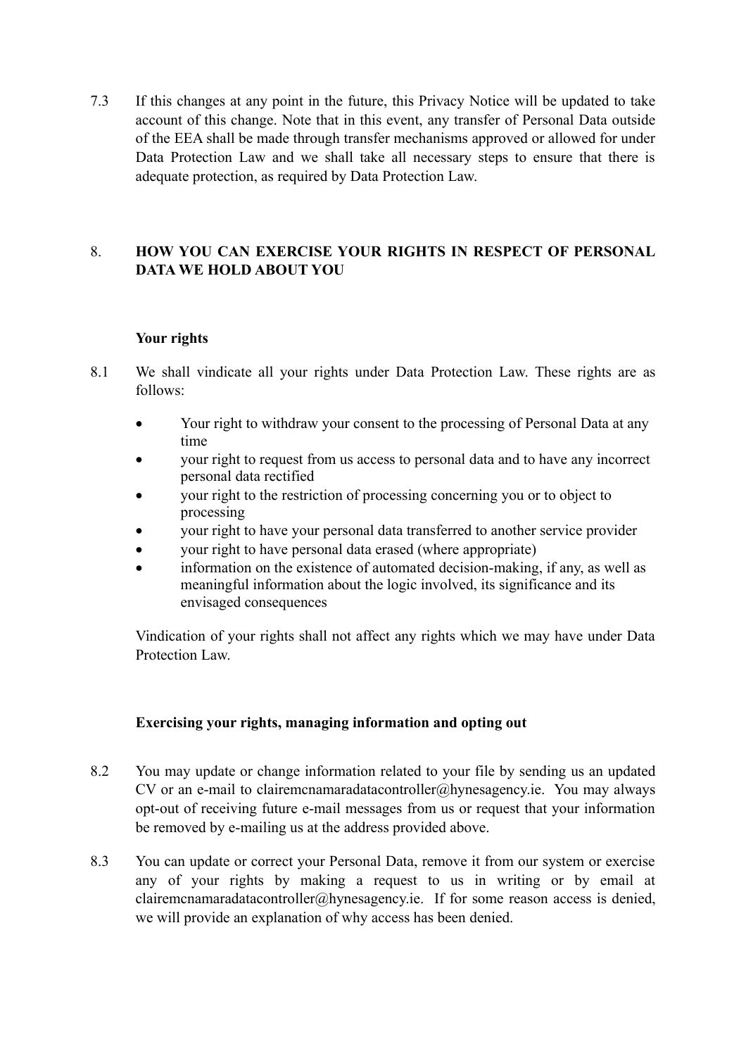7.3 If this changes at any point in the future, this Privacy Notice will be updated to take account of this change. Note that in this event, any transfer of Personal Data outside of the EEA shall be made through transfer mechanisms approved or allowed for under Data Protection Law and we shall take all necessary steps to ensure that there is adequate protection, as required by Data Protection Law.

## 8. HOW YOU CAN EXERCISE YOUR RIGHTS IN RESPECT OF PERSONAL DATA WE HOLD ABOUT YOU

### Your rights

8.1 We shall vindicate all your rights under Data Protection Law. These rights are as follows:

- Your right to withdraw your consent to the processing of Personal Data at any time
- your right to request from us access to personal data and to have any incorrect personal data rectified
- your right to the restriction of processing concerning you or to object to processing
- your right to have your personal data transferred to another service provider
- your right to have personal data erased (where appropriate)
- information on the existence of automated decision-making, if any, as well as meaningful information about the logic involved, its significance and its envisaged consequences

Vindication of your rights shall not affect any rights which we may have under Data Protection Law.

### Exercising your rights, managing information and opting out

8.2 You may update or change information related to your file by sending us an updated CV or an e-mail to clairemcnamaradatacontroller@hynesagency.ie. You may always opt-out of receiving future e-mail messages from us or request that your information be removed by e-mailing us at the address provided above.

8.3 You can update or correct your Personal Data, remove it from our system or exercise any of your rights by making a request to us in writing or by email at clairemcnamaradatacontroller@hynesagency.ie. If for some reason access is denied, we will provide an explanation of why access has been denied.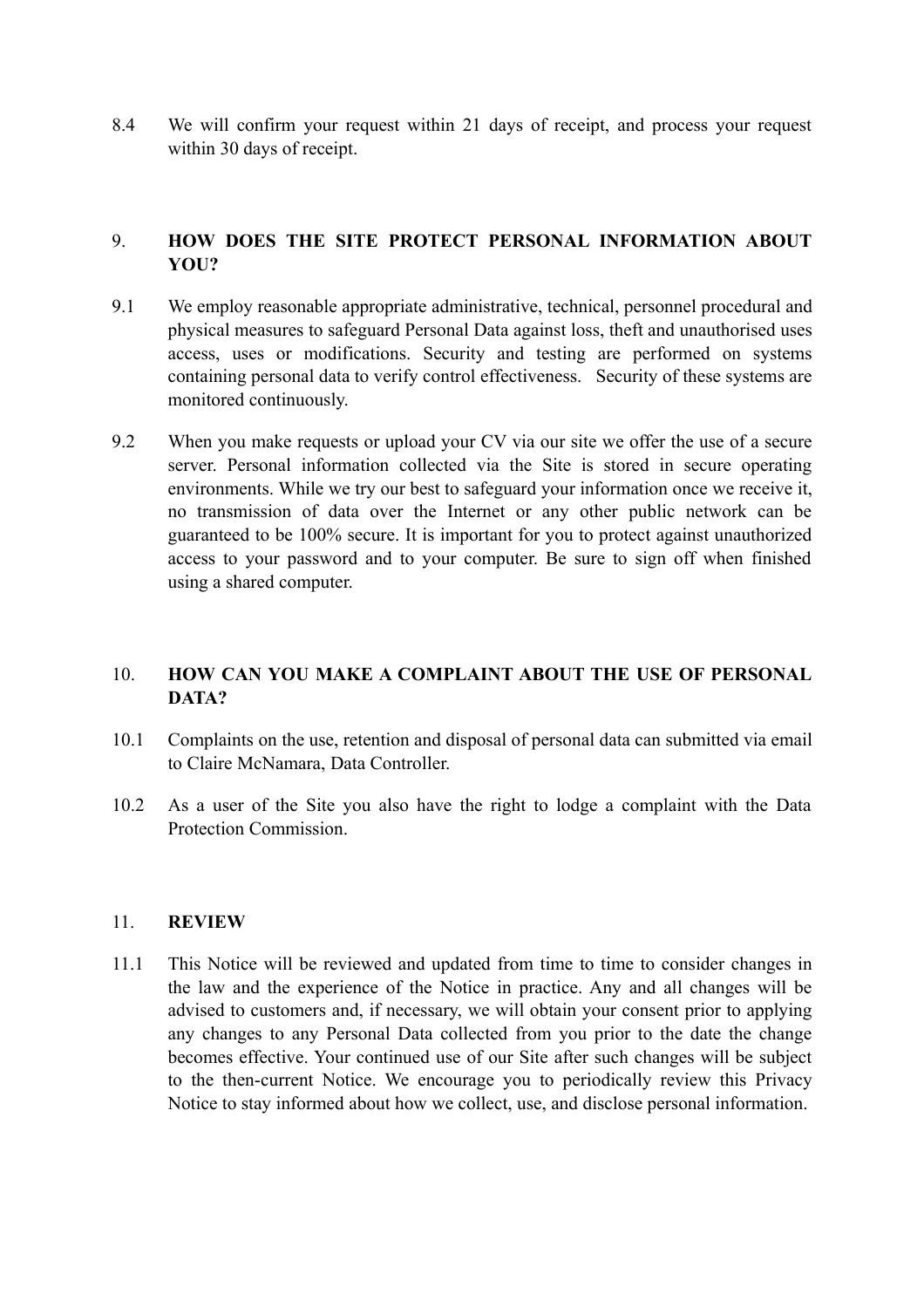8.4 We will confirm your request within 21 days of receipt, and process your request within 30 days of receipt.

## 9. HOW DOES THE SITE PROTECT PERSONAL INFORMATION ABOUT YOU?

9.1 We employ reasonable appropriate administrative, technical, personnel procedural and physical measures to safeguard Personal Data against loss, theft and unauthorised uses access, uses or modifications. Security and testing are performed on systems containing personal data to verify control effectiveness. Security of these systems are monitored continuously.

9.2 When you make requests or upload your CV via our site we offer the use of a secure server. Personal information collected via the Site is stored in secure operating environments. While we try our best to safeguard your information once we receive it, no transmission of data over the Internet or any other public network can be guaranteed to be 100% secure. It is important for you to protect against unauthorized access to your password and to your computer. Be sure to sign off when finished using a shared computer.

## 10. HOW CAN YOU MAKE A COMPLAINT ABOUT THE USE OF PERSONAL DATA?

10.1 Complaints on the use, retention and disposal of personal data can submitted via email to Claire McNamara, Data Controller.

10.2 As a user of the Site you also have the right to lodge a complaint with the Data Protection Commission.

## 11. REVIEW

11.1 This Notice will be reviewed and updated from time to time to consider changes in the law and the experience of the Notice in practice. Any and all changes will be advised to customers and, if necessary, we will obtain your consent prior to applying any changes to any Personal Data collected from you prior to the date the change becomes effective. Your continued use of our Site after such changes will be subject to the then-current Notice. We encourage you to periodically review this Privacy Notice to stay informed about how we collect, use, and disclose personal information.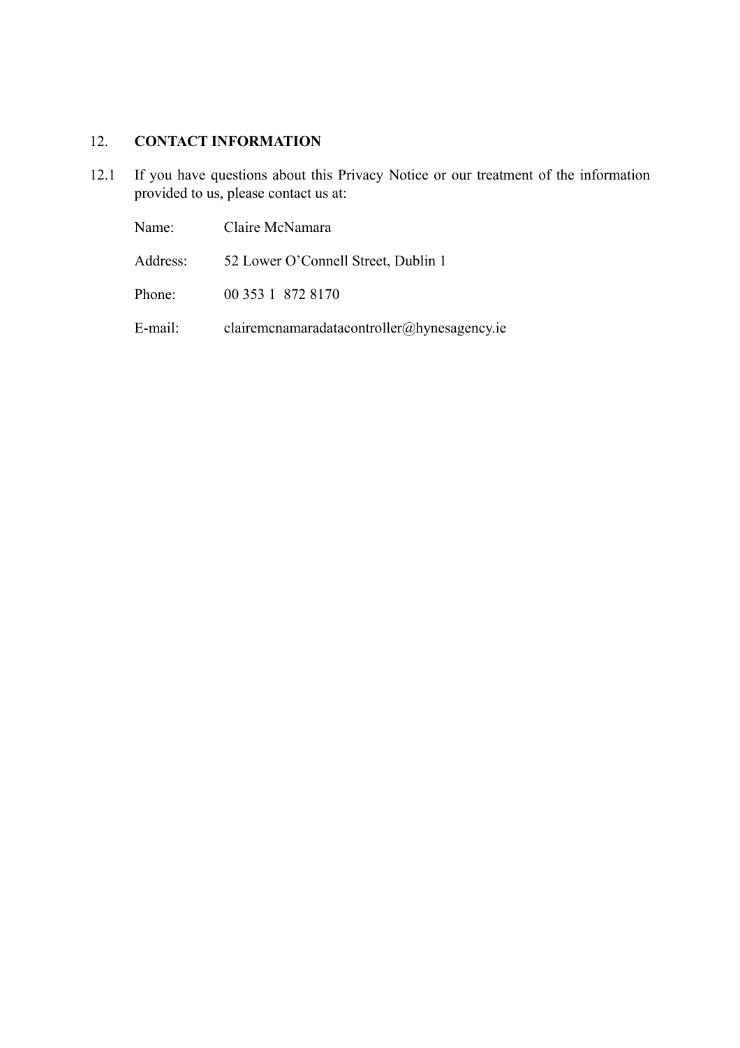## 12. CONTACT INFORMATION

12.1 If you have questions about this Privacy Notice or our treatment of the information provided to us, please contact us at:

| | |
|---|---|
| Name: | Claire McNamara |
| Address: | 52 Lower O'Connell Street, Dublin 1 |
| Phone: | 00 353 1 872 8170 |
| E-mail: | clairemcnamaradatacontroller@hynesagency.ie |